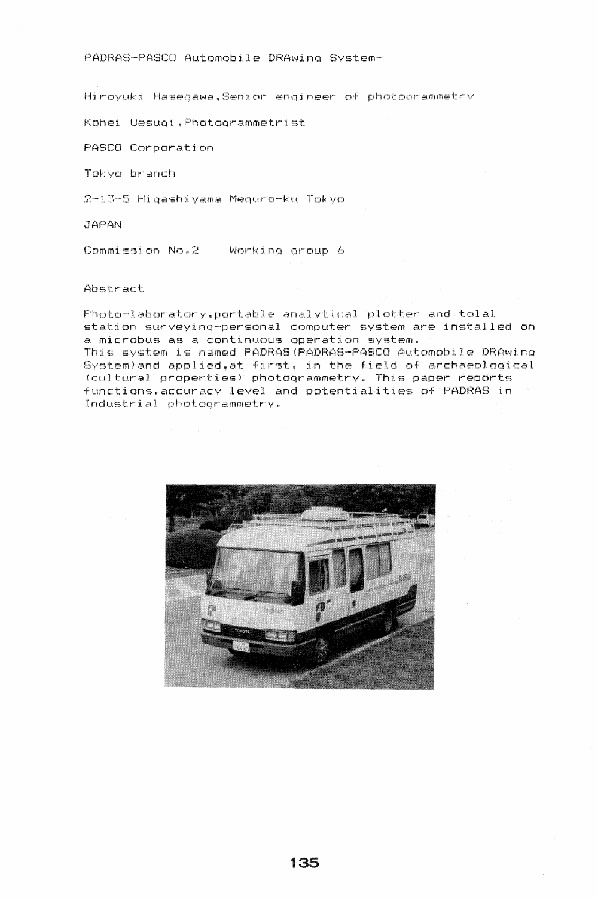# PADRAS-PASCO Automobile DRAwing System-

Hiroyuki Hasegawa, Senior engineer of photogrammetry

Kohei Uesugi, Photogrammetrist

PASCO Corporation

Tokyo branch

2-13-5 Higashiyama Meguro-ku Tokyo

JAPAN

Commission No.2    Working group 6

## Abstract

Photo-laboratory, portable analytical plotter and tolal station surveying-personal computer system are installed on a microbus as a continuous operation system.
This system is named PADRAS(PADRAS-PASCO Automobile DRAwing System)and applied, at first, in the field of archaeological (cultural properties) photogrammetry. This paper reports functions, accuracy level and potentialities of PADRAS in Industrial photogrammetry.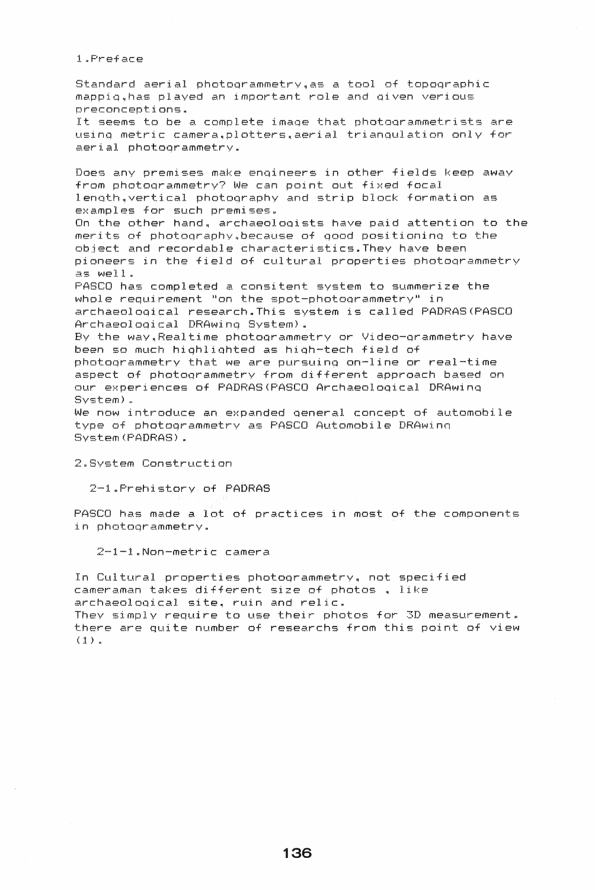## 1. Preface

Standard aerial photogrammetry, as a tool of topographic mappig, has played an important role and given verious preconceptions.
It seems to be a complete image that photogrammetrists are using metric camera, plotters, aerial triangulation only for aerial photogrammetry.

Does any premises make engineers in other fields keep away from photogrammetry? We can point out fixed focal length, vertical photography and strip block formation as examples for such premises.
On the other hand, archaeologists have paid attention to the merits of photography, because of good positioning to the object and recordable characteristics. They have been pioneers in the field of cultural properties photogrammetry as well.
PASCO has completed a consitent system to summerize the whole requirement "on the spot-photogrammetry" in archaeological research. This system is called PADRAS (PASCO Archaeological DRAwing System).
By the way, Realtime photogrammetry or Video-grammetry have been so much highlighted as high-tech field of photogrammetry that we are pursuing on-line or real-time aspect of photogrammetry from different approach based on our experiences of PADRAS (PASCO Archaeological DRAwing System).
We now introduce an expanded general concept of automobile type of photogrammetry as PASCO Automobile DRAwing System (PADRAS).

## 2. System Construction

### 2-1. Prehistory of PADRAS

PASCO has made a lot of practices in most of the components in photogrammetry.

#### 2-1-1. Non-metric camera

In Cultural properties photogrammetry, not specified cameraman takes different size of photos, like archaeological site, ruin and relic.
They simply require to use their photos for 3D measurement. there are quite number of researchs from this point of view (1).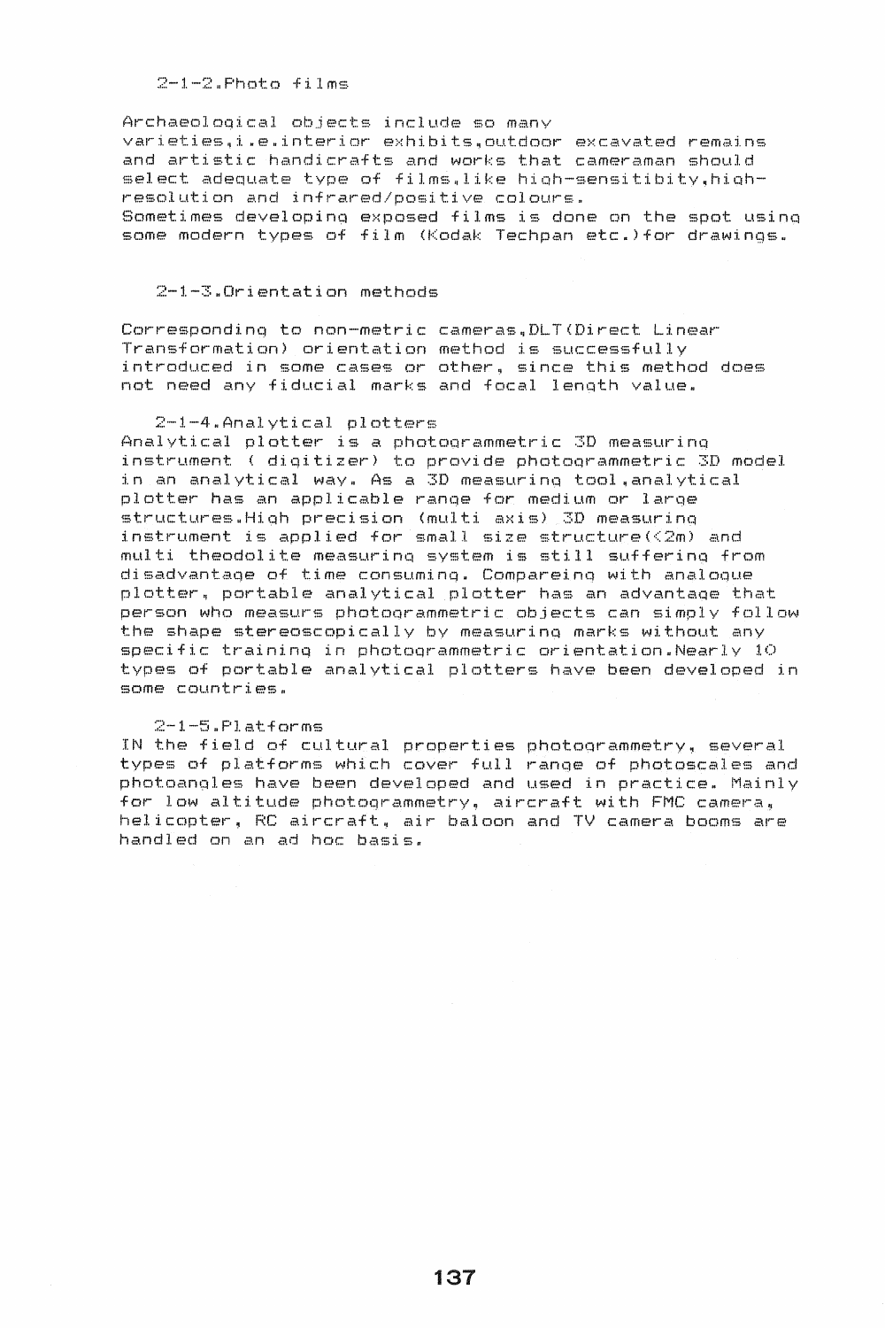### 2-1-2.Photo films

Archaeological objects include so many varieties,i.e.interior exhibits,outdoor excavated remains and artistic handicrafts and works that cameraman should select adequate type of films,like high-sensitibity,high-resolution and infrared/positive colours.
Sometimes developing exposed films is done on the spot using some modern types of film (Kodak Techpan etc.)for drawings.

### 2-1-3.Orientation methods

Corresponding to non-metric cameras,DLT(Direct Linear Transformation) orientation method is successfully introduced in some cases or other, since this method does not need any fiducial marks and focal length value.

### 2-1-4.Analytical plotters

Analytical plotter is a photogrammetric 3D measuring instrument ( digitizer) to provide photogrammetric 3D model in an analytical way. As a 3D measuring tool,analytical plotter has an applicable range for medium or large structures.High precision (multi axis) 3D measuring instrument is applied for small size structure(<2m) and multi theodolite measuring system is still suffering from disadvantage of time consuming. Compareing with analogue plotter, portable analytical plotter has an advantage that person who measurs photogrammetric objects can simply follow the shape stereoscopically by measuring marks without any specific training in photogrammetric orientation.Nearly 10 types of portable analytical plotters have been developed in some countries.

### 2-1-5.Platforms

IN the field of cultural properties photogrammetry, several types of platforms which cover full range of photoscales and photoangles have been developed and used in practice. Mainly for low altitude photogrammetry, aircraft with FMC camera, helicopter, RC aircraft, air baloon and TV camera booms are handled on an ad hoc basis.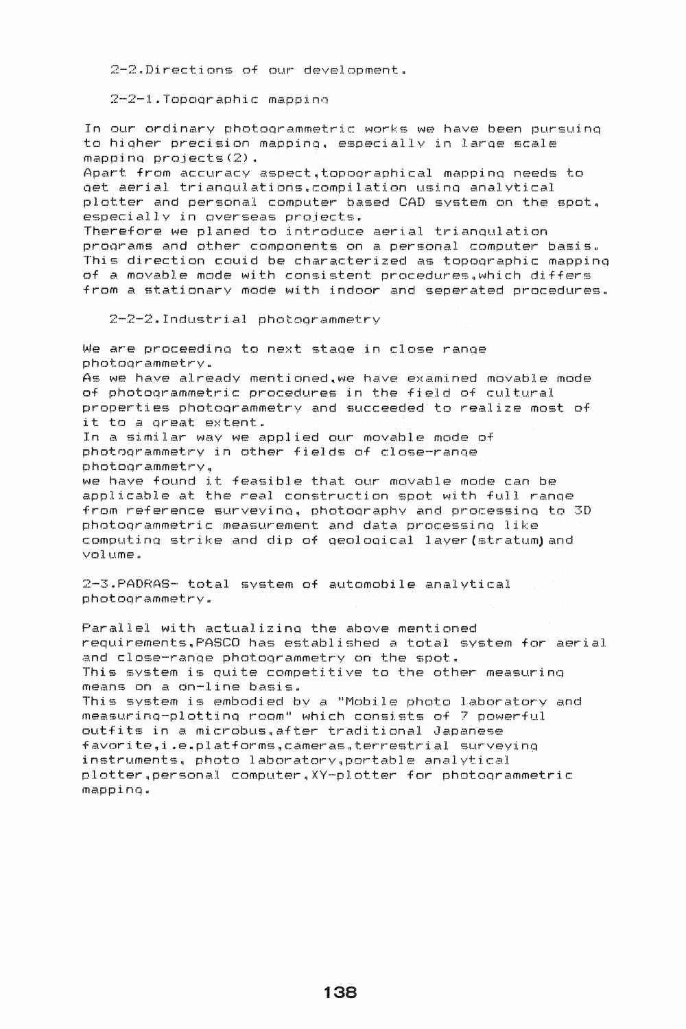## 2-2.Directions of our development.

### 2-2-1.Topographic mapping

In our ordinary photogrammetric works we have been pursuing to higher precision mapping, especially in large scale mapping projects(2).
Apart from accuracy aspect,topographical mapping needs to get aerial triangulations,compilation using analytical plotter and personal computer based CAD system on the spot, especially in overseas projects.
Therefore we planed to introduce aerial triangulation programs and other components on a personal computer basis. This direction couid be characterized as topographic mapping of a movable mode with consistent procedures,which differs from a stationary mode with indoor and seperated procedures.

### 2-2-2.Industrial photogrammetry

We are proceeding to next stage in close range photogrammetry.
As we have already mentioned,we have examined movable mode of photogrammetric procedures in the field of cultural properties photogrammetry and succeeded to realize most of it to a great extent.
In a similar way we applied our movable mode of photogrammetry in other fields of close-range photogrammetry,
we have found it feasible that our movable mode can be applicable at the real construction spot with full range from reference surveying, photography and processing to 3D photogrammetric measurement and data processing like computing strike and dip of geological layer(stratum) and volume.

## 2-3.PADRAS- total system of automobile analytical photogrammetry.

Parallel with actualizing the above mentioned requirements,PASCO has established a total system for aerial and close-range photogrammetry on the spot.
This system is quite competitive to the other measuring means on a on-line basis.
This system is embodied by a "Mobile photo laboratory and measuring-plotting room" which consists of 7 powerful outfits in a microbus,after traditional Japanese favorite,i.e.platforms,cameras,terrestrial surveying instruments, photo laboratory,portable analytical plotter,personal computer,XY-plotter for photogrammetric mapping.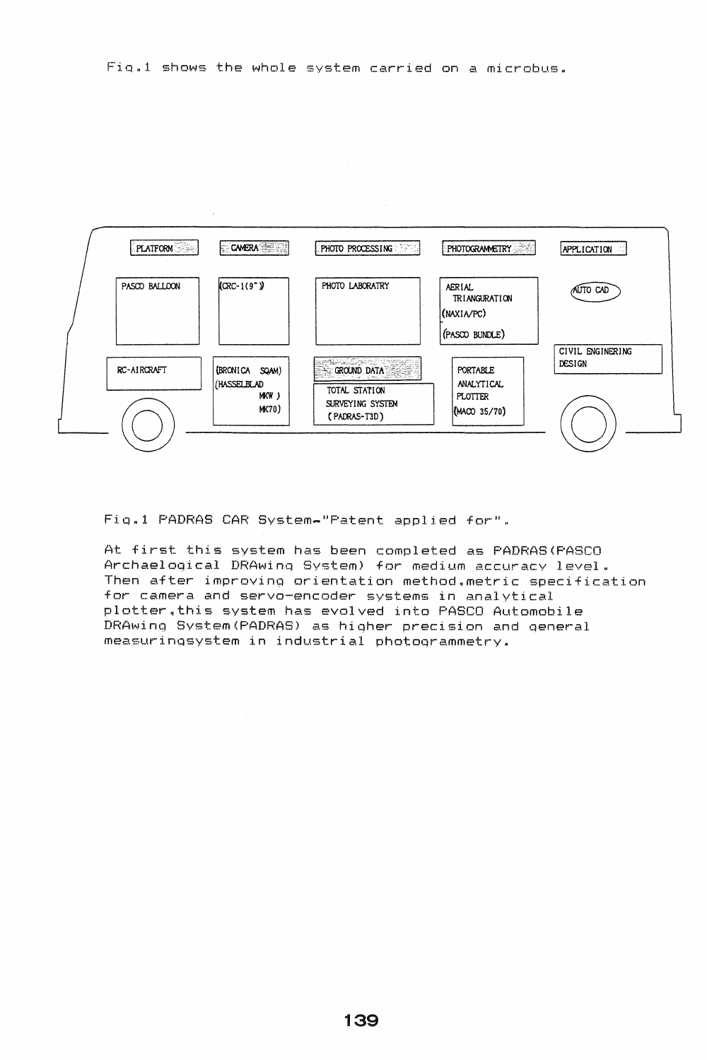Fig.1 shows the whole system carried on a microbus.

| PLATFORM | CAMERA | PHOTO PROCESSING | PHOTOGRAMMETRY | APPLICATION |
|---|---|---|---|---|
| PASCO BALLOON | (CRC-1(9")) | PHOTO LABORATRY | AERIAL TRIANGURATION (NAXIA/PC) (PASCO BUNDLE) | AUTO CAD |
| RC-AIRCRAFT | (BRONICA SQAM) (HASSELBLAD MKW) MK70) | GROUND DATA: TOTAL STATION SURVEYING SYSTEM (PADRAS-T3D) | PORTABLE ANALYTICAL PLOTTER (MACO 35/70) | CIVIL ENGINERING DESIGN |

Fig.1 PADRAS CAR System-"Patent applied for".

At first this system has been completed as PADRAS(PASCO Archaelogical DRAwing System) for medium accuracy level. Then after improving orientation method,metric specification for camera and servo-encoder systems in analytical plotter,this system has evolved into PASCO Automobile DRAwing System(PADRAS) as higher precision and general measuringsystem in industrial photogrammetry.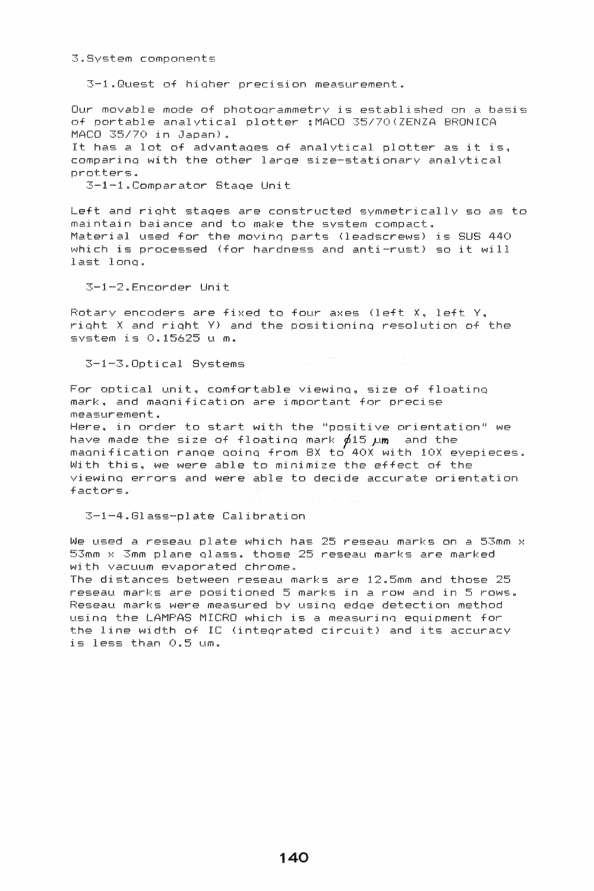## 3. System components

### 3-1. Quest of higher precision measurement.

Our movable mode of photogrammetry is established on a basis of portable analytical plotter ;MACO 35/70(ZENZA BRONICA MACO 35/70 in Japan).
It has a lot of advantages of analytical plotter as it is, comparing with the other large size-stationary analytical protters.

#### 3-1-1. Comparator Stage Unit

Left and right stages are constructed symmetrically so as to maintain baiance and to make the system compact.
Material used for the moving parts (leadscrews) is SUS 440 which is processed (for hardness and anti-rust) so it will last long.

#### 3-1-2. Encorder Unit

Rotary encoders are fixed to four axes (left X, left Y, right X and right Y) and the positioning resolution of the system is 0.15625 u m.

#### 3-1-3. Optical Systems

For optical unit, comfortable viewing, size of floating mark, and magnification are important for precise measurement.
Here, in order to start with the "positive orientation" we have made the size of floating mark ϕ15 μm and the magnification range going from 8X to 40X with 10X eyepieces.
With this, we were able to minimize the effect of the viewing errors and were able to decide accurate orientation factors.

#### 3-1-4. Glass-plate Calibration

We used a reseau plate which has 25 reseau marks on a 53mm x 53mm x 3mm plane glass. those 25 reseau marks are marked with vacuum evaporated chrome.
The distances between reseau marks are 12.5mm and those 25 reseau marks are positioned 5 marks in a row and in 5 rows.
Reseau marks were measured by using edge detection method using the LAMPAS MICRO which is a measuring equipment for the line width of IC (integrated circuit) and its accuracy is less than 0.5 um.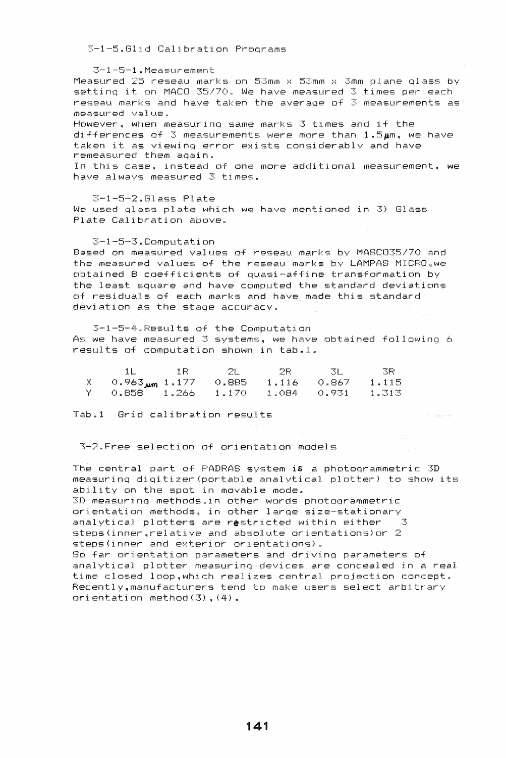## 3-1-5. Glid Calibration Programs

### 3-1-5-1. Measurement

Measured 25 reseau marks on 53mm × 53mm × 3mm plane glass by setting it on MACO 35/70. We have measured 3 times per each reseau marks and have taken the average of 3 measurements as measured value.

However, when measuring same marks 3 times and if the differences of 3 measurements were more than 1.5μm, we have taken it as viewing error exists considerably and have remeasured them again.

In this case, instead of one more additional measurement, we have always measured 3 times.

### 3-1-5-2. Glass Plate

We used glass plate which we have mentioned in 3) Glass Plate Calibration above.

### 3-1-5-3. Computation

Based on measured values of reseau marks by MASCO35/70 and the measured values of the reseau marks by LAMPAS MICRO, we obtained 8 coefficients of quasi-affine transformation by the least square and have computed the standard deviations of residuals of each marks and have made this standard deviation as the stage accuracy.

### 3-1-5-4. Results of the Computation

As we have measured 3 systems, we have obtained following 6 results of computation shown in tab.1.

| | 1L | 1R | 2L | 2R | 3L | 3R |
|---|---|---|---|---|---|---|
| X | 0.963μm | 1.177 | 0.885 | 1.116 | 0.867 | 1.115 |
| Y | 0.858 | 1.266 | 1.170 | 1.084 | 0.931 | 1.313 |

Tab.1 Grid calibration results

## 3-2. Free selection of orientation models

The central part of PADRAS system is a photogrammetric 3D measuring digitizer(portable analytical plotter) to show its ability on the spot in movable mode.

3D measuring methods, in other words photogrammetric orientation methods, in other large size-stationary analytical plotters are restricted within either 3 steps(inner, relative and absolute orientations) or 2 steps(inner and exterior orientations).

So far orientation parameters and driving parameters of analytical plotter measuring devices are concealed in a real time closed loop, which realizes central projection concept. Recently, manufacturers tend to make users select arbitrary orientation method(3),(4).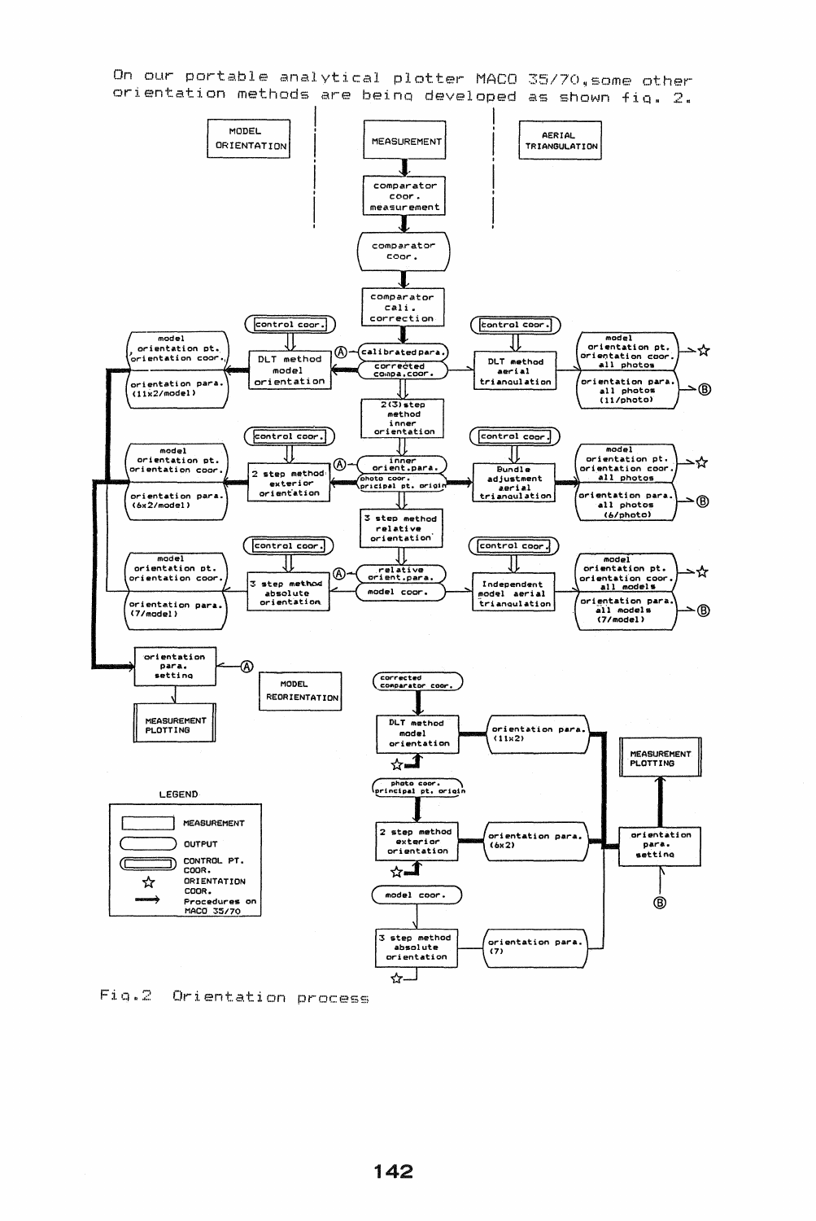On our portable analytical plotter MACO 35/70, some other orientation methods are being developed as shown fig. 2.

MODEL ORIENTATION

MEASUREMENT

AERIAL TRIANGULATION

comparator coor. measurement

comparator coor.

comparator cali. correction

control coor.

model orientation pt. orientation coor.

DLT method model orientation

calibrated para.

corrected compa.coor.

DLT method aerial triangulation

model orientation pt. orientation coor. all photos

orientation para. (11x2/model)

orientation para. all photos (11/photo)

2(3) step method inner orientation

model orientation pt. orientation coor.

2 step method exterior orientation

inner orient.para.

photo coor. pricipal pt. origin

Bundle adjustment aerial triangulation

model orientation pt. orientation coor. all photos

orientation para. (6x2/model)

orientation para. all photos (6/photo)

3 step method relative orientation

model orientation pt. orientation coor.

3 step method absolute orientation

relative orient.para.

model coor.

Independent model aerial triangulation

model orientation pt. orientation coor. all models

orientation para. (7/model)

orientation para. all models (7/model)

orientation para. setting

MODEL REORIENTATION

MEASUREMENT PLOTTING

corrected comparator coor.

DLT method model orientation

orientation para. (11x2)

photo coor. principal pt. origin

2 step method exterior orientation

orientation para. (6x2)

orientation para. setting

MEASUREMENT PLOTTING

model coor.

3 step method absolute orientation

orientation para. (7)

LEGEND

- MEASUREMENT
- OUTPUT
- CONTROL PT. COOR.
- ☆ ORIENTATION COOR.
- → Procedures on MACO 35/70

Fig.2 Orientation process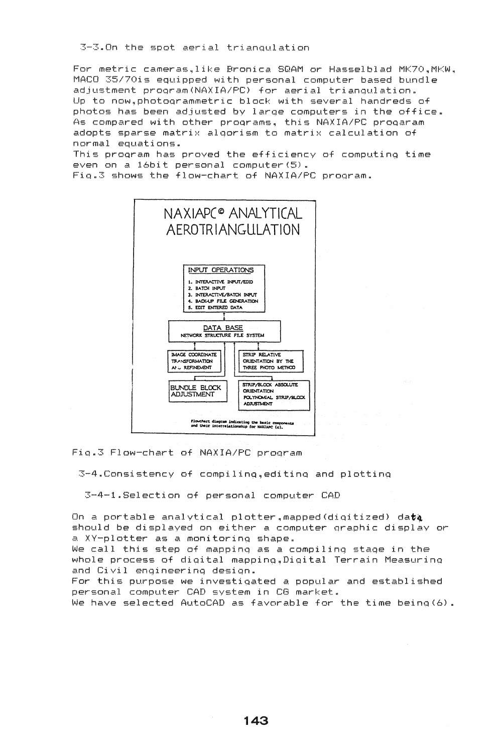### 3-3. On the spot aerial triangulation

For metric cameras, like Bronica SQAM or Hasselblad MK70, MKW, MACO 35/70is equipped with personal computer based bundle adjustment program (NAXIA/PC) for aerial trianqulation.
Up to now, photogrammetric block with several handreds of photos has been adjusted by large computers in the office.
As compared with other programs, this NAXIA/PC progaram adopts sparse matrix algorism to matrix calculation of normal equations.
This program has proved the efficiency of computing time even on a 16bit personal computer (5).
Fig.3 shows the flow-chart of NAXIA/PC program.

NAXIAPC© ANALYTICAL AEROTRIANGULATION

INPUT OPERATIONS
1. INTERACTIVE INPUT/EDID
2. BATCH INPUT
3. INTERACTIVE/BATCH INPUT
4. BACK-UP FILE GENERATION
5. EDIT ENTERED DATA

DATA BASE
NETWORK STRUCTURE FILE SYSTEM

IMAGE COORDINATE TRANSFORMATION AND REFINEMENT

STRIP RELATIVE ORIENTATION BY THE THREE PHOTO METHOD

BUNDLE BLOCK ADJUSTMENT

STRIP/BLOCK ABSOLUTE ORIENTATION POLYNOMIAL STRIP/BLOCK ADJUSTMENT

Flowchart diagram indicating the basic components and their interrelationship for NAXIAPC (c).

Fig.3 Flow-chart of NAXIA/PC program

### 3-4. Consistency of compiling, editing and plotting

#### 3-4-1. Selection of personal computer CAD

On a portable analytical plotter, mapped (digitized) data should be displayed on either a computer graphic display or a XY-plotter as a monitoring shape.
We call this step of mapping as a compiling stage in the whole process of digital mapping, Digital Terrain Measuring and Civil engineering design.
For this purpose we investigated a popular and established personal computer CAD system in CG market.
We have selected AutoCAD as favorable for the time being (6).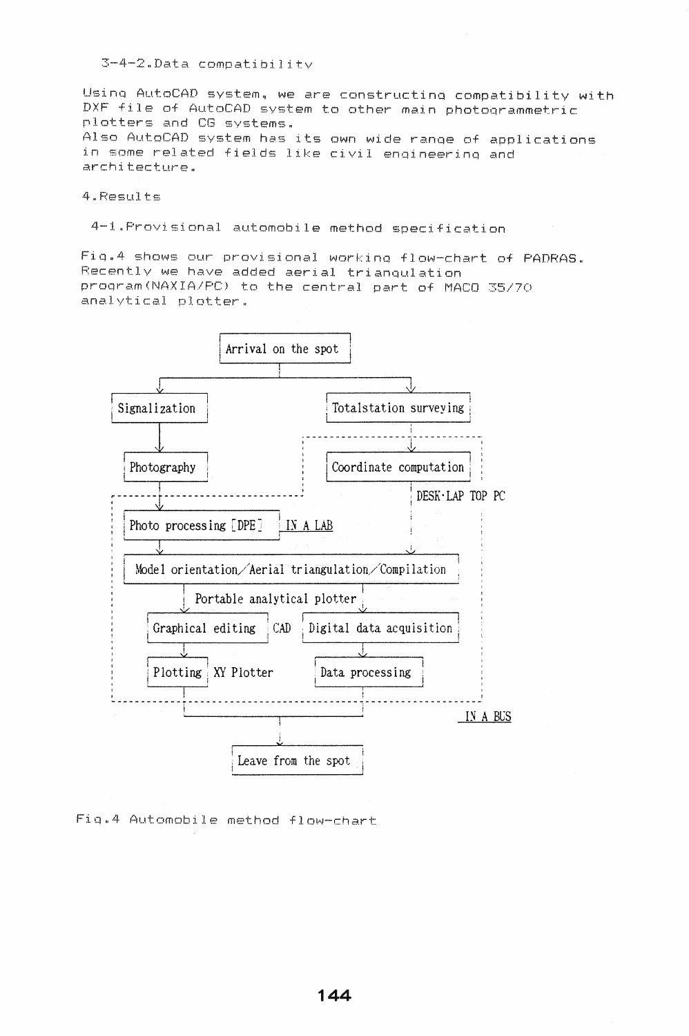### 3-4-2. Data compatibility

Using AutoCAD system, we are constructing compatibility with DXF file of AutoCAD system to other main photogrammetric plotters and CG systems.
Also AutoCAD system has its own wide range of applications in some related fields like civil engineering and architecture.

## 4. Results

### 4-1. Provisional automobile method specification

Fig.4 shows our provisional working flow-chart of PADRAS. Recently we have added aerial triangulation program(NAXIA/PC) to the central part of MACO 35/70 analytical plotter.

Arrival on the spot

Signalization

Totalstation surveying

Photography

Coordinate computation

DESK·LAP TOP PC

Photo processing [DPE]

IN A LAB

Model orientation/Aerial triangulation/Compilation

Portable analytical plotter

Graphical editing

CAD

Digital data acquisition

Plotting

XY Plotter

Data processing

IN A BUS

Leave from the spot

Fig.4 Automobile method flow-chart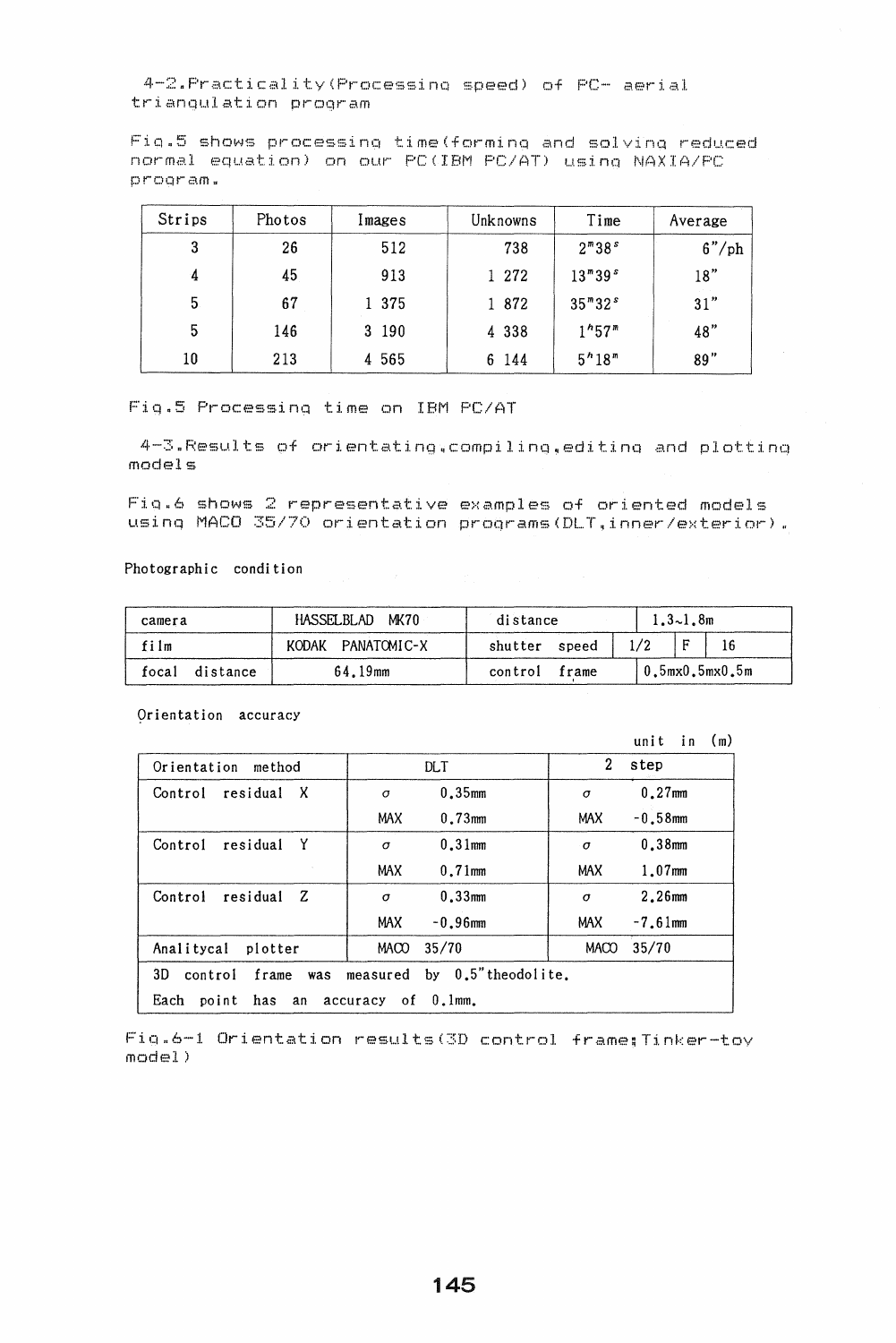### 4-2.Practicality(Processing speed) of PC- aerial triangulation program

Fig.5 shows processing time(forming and solving reduced normal equation) on our PC(IBM PC/AT) using NAXIA/PC program.

| Strips | Photos | Images | Unknowns | Time | Average |
|---|---|---|---|---|---|
| 3 | 26 | 512 | 738 | $2^m38^s$ | 6"/ph |
| 4 | 45 | 913 | 1 272 | $13^m39^s$ | 18" |
| 5 | 67 | 1 375 | 1 872 | $35^m32^s$ | 31" |
| 5 | 146 | 3 190 | 4 338 | $1^h57^m$ | 48" |
| 10 | 213 | 4 565 | 6 144 | $5^h18^m$ | 89" |

Fig.5 Processing time on IBM PC/AT

### 4-3.Results of orientating,compiling,editing and plotting models

Fig.6 shows 2 representative examples of oriented models using MACO 35/70 orientation programs(DLT,inner/exterior).

Photographic condition

| camera | HASSELBLAD MK70 | distance | 1.3~1.8m |
|---|---|---|---|
| film | KODAK PANATOMIC-X | shutter speed | 1/2 F 16 |
| focal distance | 64.19mm | control frame | 0.5mx0.5mx0.5m |

Orientation accuracy

unit in (m)

| Orientation method | DLT | | 2 step | |
|---|---|---|---|---|
| Control residual X | σ | 0.35mm | σ | 0.27mm |
| | MAX | 0.73mm | MAX | -0.58mm |
| Control residual Y | σ | 0.31mm | σ | 0.38mm |
| | MAX | 0.71mm | MAX | 1.07mm |
| Control residual Z | σ | 0.33mm | σ | 2.26mm |
| | MAX | -0.96mm | MAX | -7.61mm |
| Analitycal plotter | MACO 35/70 | | MACO 35/70 | |
| 3D control frame was measured by 0.5"theodolite. | | | | |
| Each point has an accuracy of 0.1mm. | | | | |

Fig.6-1 Orientation results(3D control frame;Tinker-toy model)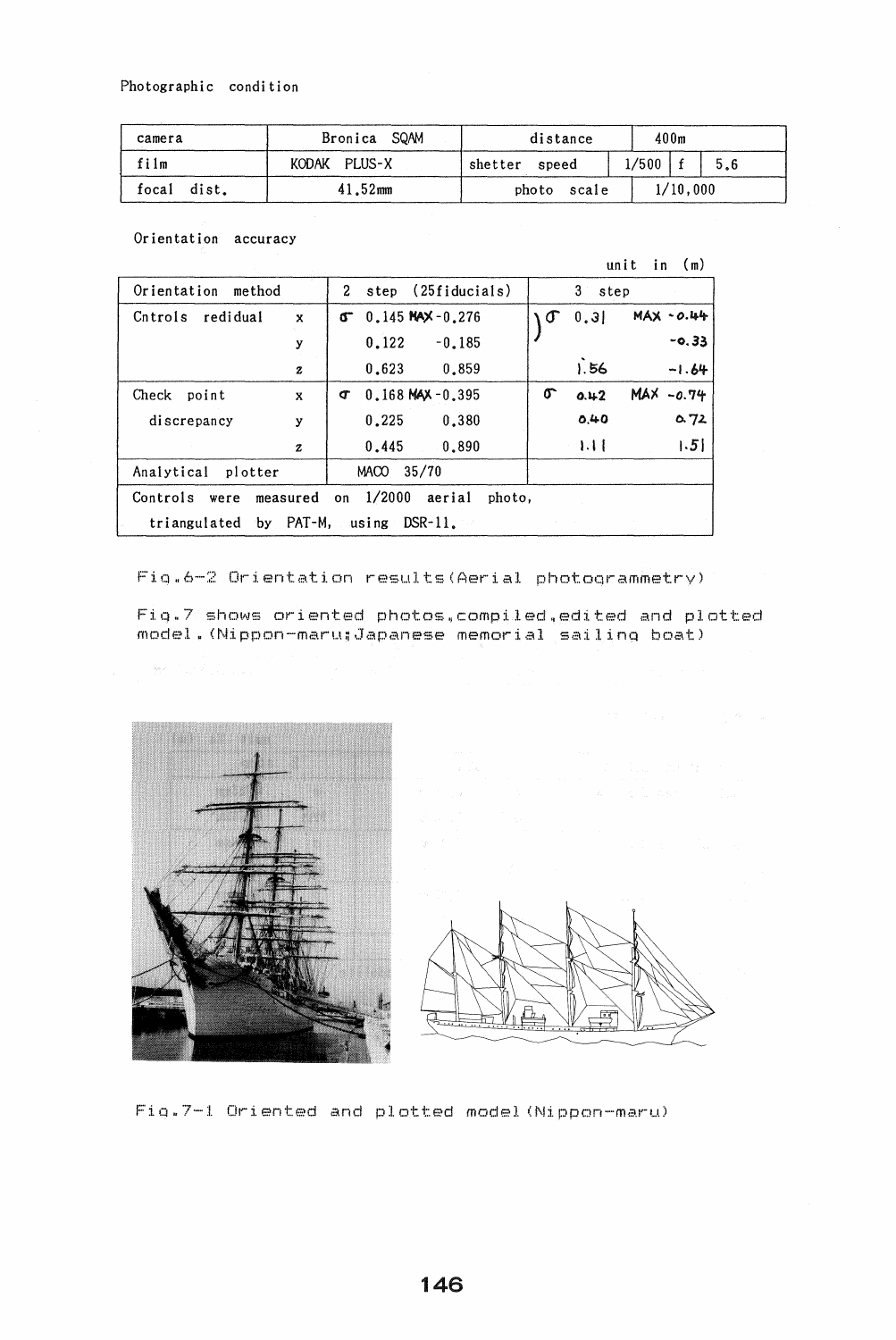Photographic condition

| camera | Bronica SQAM | distance | 400m | | |
|---|---|---|---|---|---|
| film | KODAK PLUS-X | shetter speed | 1/500 | f | 5.6 |
| focal dist. | 41.52mm | photo scale | 1/10,000 | | |

Orientation accuracy

unit in (m)

| Orientation method | | 2 step (25fiducials) | | 3 step | |
|---|---|---|---|---|---|
| Cntrols redidual | x | σ 0.145 | MAX -0.276 | σ 0.31 | MAX -0.44 |
| | y | 0.122 | -0.185 | | -0.33 |
| | z | 0.623 | 0.859 | 1.56 | -1.64 |
| Check point discrepancy | x | σ 0.168 | MAX -0.395 | σ 0.42 | MAX -0.74 |
| | y | 0.225 | 0.380 | 0.40 | 0.72 |
| | z | 0.445 | 0.890 | 1.11 | 1.51 |
| Analytical plotter | | MACO 35/70 | | | |
| Controls were measured on 1/2000 aerial photo, triangulated by PAT-M, using DSR-11. | | | | | |

Fig.6-2 Orientation results(Aerial photogrammetry)

Fig.7 shows oriented photos,compiled,edited and plotted model.(Nippon-maru;Japanese memorial sailing boat)

Fig.7-1 Oriented and plotted model(Nippon-maru)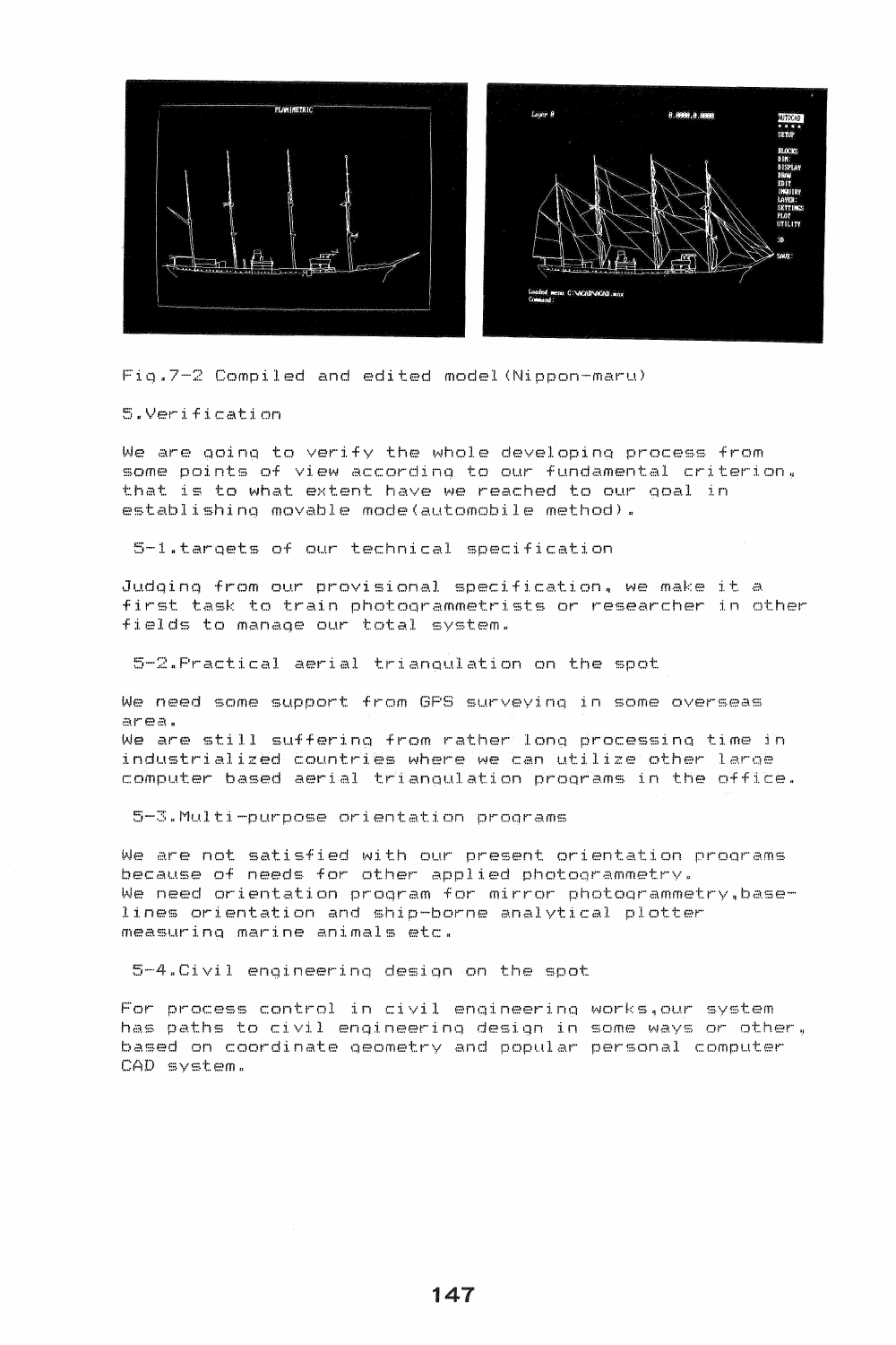Fig.7-2 Compiled and edited model(Nippon-maru)

## 5.Verification

We are going to verify the whole developing process from some points of view according to our fundamental criterion, that is to what extent have we reached to our goal in establishing movable mode(automobile method).

### 5-1.targets of our technical specification

Judging from our provisional specification, we make it a first task to train photogrammetrists or researcher in other fields to manage our total system.

### 5-2.Practical aerial triangulation on the spot

We need some support from GPS surveying in some overseas area.
We are still suffering from rather long processing time in industrialized countries where we can utilize other large computer based aerial triangulation programs in the office.

### 5-3.Multi-purpose orientation programs

We are not satisfied with our present orientation programs because of needs for other applied photogrammetry.
We need orientation program for mirror photogrammetry,base-lines orientation and ship-borne analytical plotter measuring marine animals etc.

### 5-4.Civil engineering design on the spot

For process control in civil engineering works,our system has paths to civil engineering design in some ways or other, based on coordinate geometry and popular personal computer CAD system.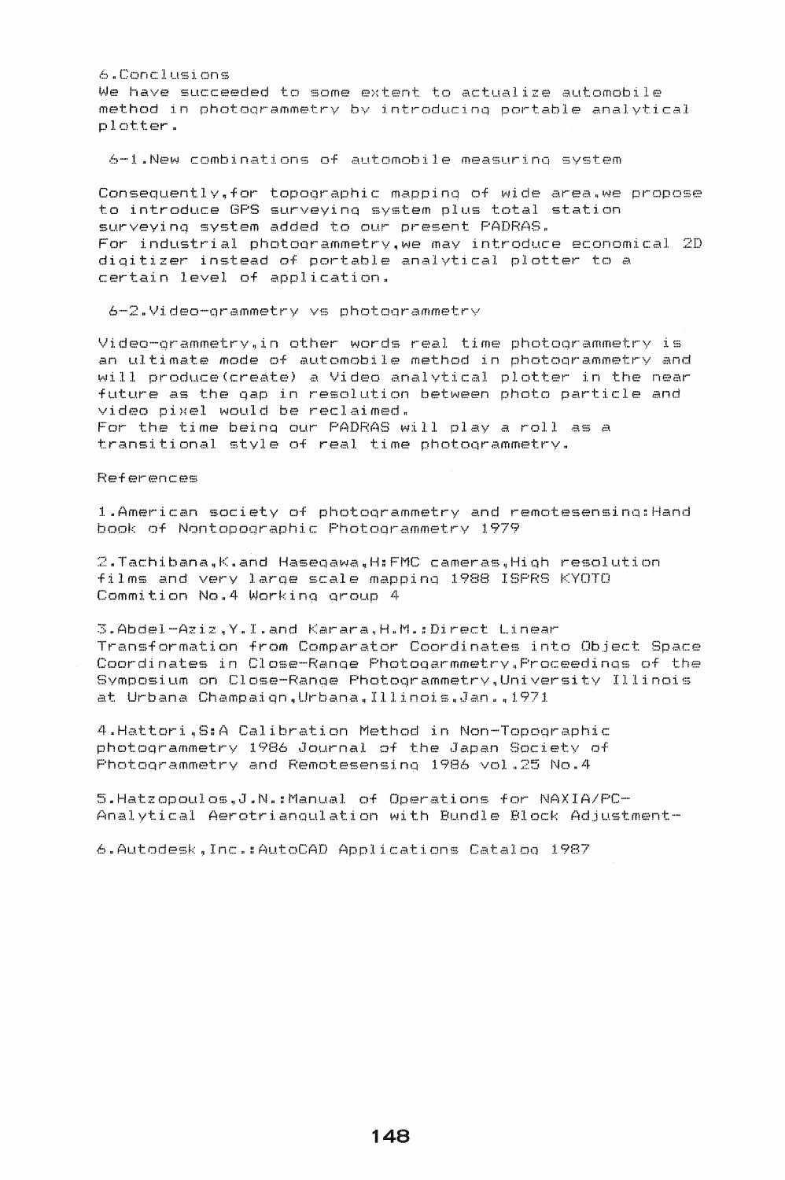## 6.Conclusions

We have succeeded to some extent to actualize automobile method in photogrammetry by introducing portable analytical plotter.

### 6-1.New combinations of automobile measuring system

Consequently,for topographic mapping of wide area,we propose to introduce GPS surveying system plus total station surveying system added to our present PADRAS.
For industrial photogrammetry,we may introduce economical 2D digitizer instead of portable analytical plotter to a certain level of application.

### 6-2.Video-grammetry vs photogrammetry

Video-grammetry,in other words real time photogrammetry is an ultimate mode of automobile method in photogrammetry and will produce(create) a Video analytical plotter in the near future as the gap in resolution between photo particle and video pixel would be reclaimed.
For the time being our PADRAS will play a roll as a transitional style of real time photogrammetry.

## References

1.American society of photogrammetry and remotesensing:Hand book of Nontopographic Photogrammetry 1979

2.Tachibana,K.and Hasegawa,H:FMC cameras,High resolution films and very large scale mapping 1988 ISPRS KYOTO Commition No.4 Working group 4

3.Abdel-Aziz,Y.I.and Karara,H.M.:Direct Linear Transformation from Comparator Coordinates into Object Space Coordinates in Close-Range Photogarmmetry,Proceedings of the Symposium on Close-Range Photogrammetry,University Illinois at Urbana Champaign,Urbana,Illinois,Jan.,1971

4.Hattori,S:A Calibration Method in Non-Topographic photogrammetry 1986 Journal of the Japan Society of Photogrammetry and Remotesensing 1986 vol.25 No.4

5.Hatzopoulos,J.N.:Manual of Operations for NAXIA/PC-Analytical Aerotriangulation with Bundle Block Adjustment-

6.Autodesk,Inc.:AutoCAD Applications Catalog 1987